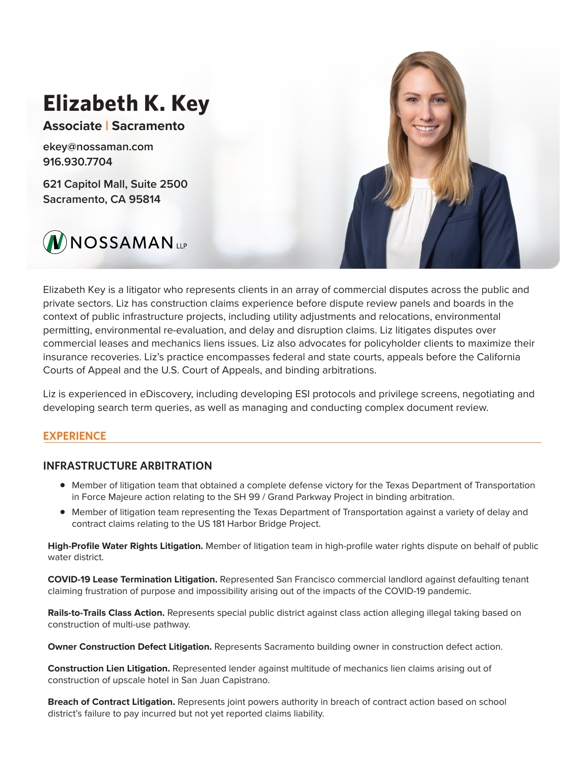# Elizabeth K. Key

**Associate | Sacramento**

ekey@nossaman.com
916.930.7704

621 Capitol Mall, Suite 2500
Sacramento, CA 95814

NOSSAMAN LLP

Elizabeth Key is a litigator who represents clients in an array of commercial disputes across the public and private sectors. Liz has construction claims experience before dispute review panels and boards in the context of public infrastructure projects, including utility adjustments and relocations, environmental permitting, environmental re-evaluation, and delay and disruption claims. Liz litigates disputes over commercial leases and mechanics liens issues. Liz also advocates for policyholder clients to maximize their insurance recoveries. Liz's practice encompasses federal and state courts, appeals before the California Courts of Appeal and the U.S. Court of Appeals, and binding arbitrations.

Liz is experienced in eDiscovery, including developing ESI protocols and privilege screens, negotiating and developing search term queries, as well as managing and conducting complex document review.

## EXPERIENCE

### INFRASTRUCTURE ARBITRATION

- Member of litigation team that obtained a complete defense victory for the Texas Department of Transportation in Force Majeure action relating to the SH 99 / Grand Parkway Project in binding arbitration.
- Member of litigation team representing the Texas Department of Transportation against a variety of delay and contract claims relating to the US 181 Harbor Bridge Project.

**High-Profile Water Rights Litigation.** Member of litigation team in high-profile water rights dispute on behalf of public water district.

**COVID-19 Lease Termination Litigation.** Represented San Francisco commercial landlord against defaulting tenant claiming frustration of purpose and impossibility arising out of the impacts of the COVID-19 pandemic.

**Rails-to-Trails Class Action.** Represents special public district against class action alleging illegal taking based on construction of multi-use pathway.

**Owner Construction Defect Litigation.** Represents Sacramento building owner in construction defect action.

**Construction Lien Litigation.** Represented lender against multitude of mechanics lien claims arising out of construction of upscale hotel in San Juan Capistrano.

**Breach of Contract Litigation.** Represents joint powers authority in breach of contract action based on school district's failure to pay incurred but not yet reported claims liability.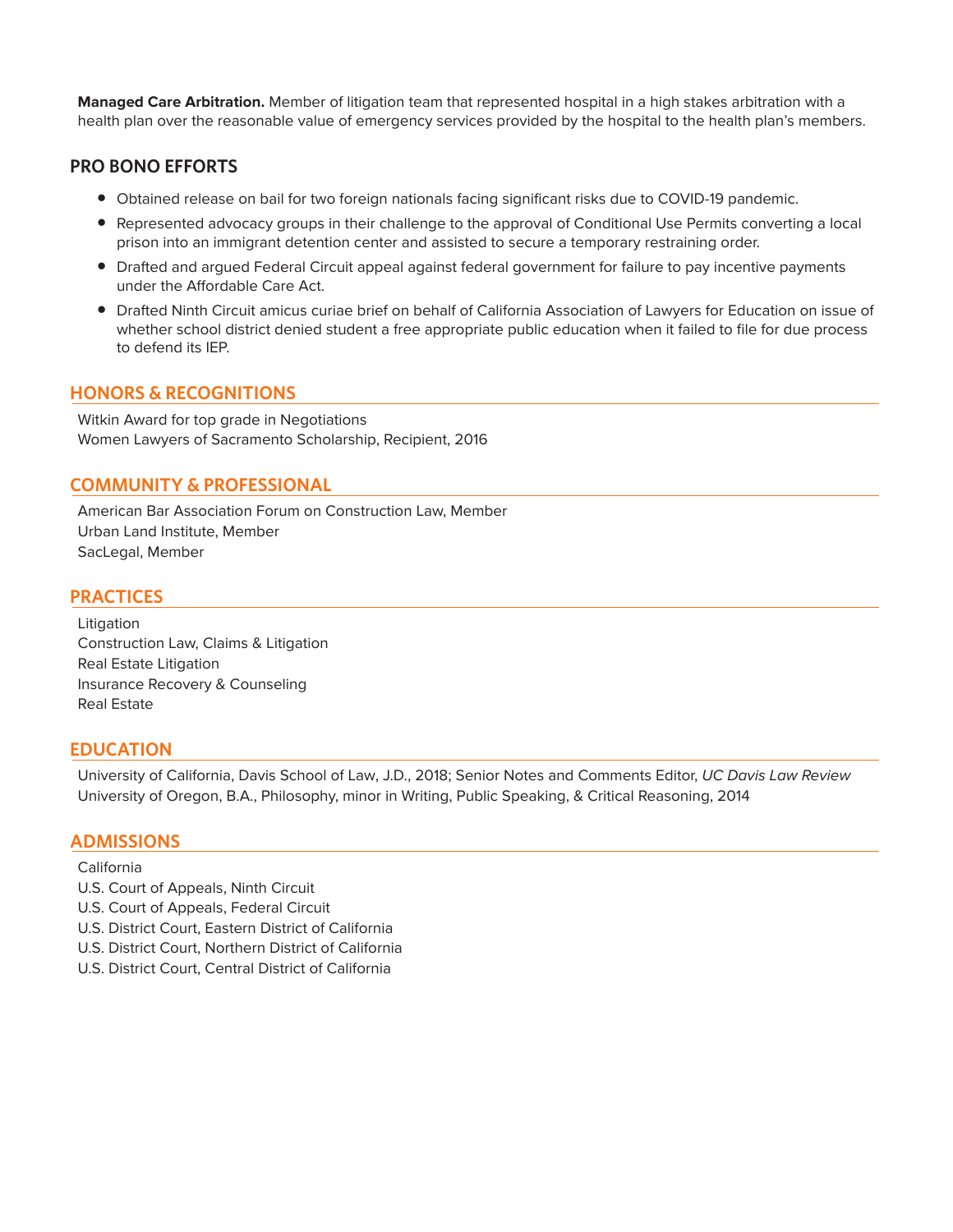**Managed Care Arbitration.** Member of litigation team that represented hospital in a high stakes arbitration with a health plan over the reasonable value of emergency services provided by the hospital to the health plan's members.

## PRO BONO EFFORTS

- Obtained release on bail for two foreign nationals facing significant risks due to COVID-19 pandemic.
- Represented advocacy groups in their challenge to the approval of Conditional Use Permits converting a local prison into an immigrant detention center and assisted to secure a temporary restraining order.
- Drafted and argued Federal Circuit appeal against federal government for failure to pay incentive payments under the Affordable Care Act.
- Drafted Ninth Circuit amicus curiae brief on behalf of California Association of Lawyers for Education on issue of whether school district denied student a free appropriate public education when it failed to file for due process to defend its IEP.

## HONORS & RECOGNITIONS

Witkin Award for top grade in Negotiations
Women Lawyers of Sacramento Scholarship, Recipient, 2016

## COMMUNITY & PROFESSIONAL

American Bar Association Forum on Construction Law, Member
Urban Land Institute, Member
SacLegal, Member

## PRACTICES

Litigation
Construction Law, Claims & Litigation
Real Estate Litigation
Insurance Recovery & Counseling
Real Estate

## EDUCATION

University of California, Davis School of Law, J.D., 2018; Senior Notes and Comments Editor, *UC Davis Law Review*
University of Oregon, B.A., Philosophy, minor in Writing, Public Speaking, & Critical Reasoning, 2014

## ADMISSIONS

California
U.S. Court of Appeals, Ninth Circuit
U.S. Court of Appeals, Federal Circuit
U.S. District Court, Eastern District of California
U.S. District Court, Northern District of California
U.S. District Court, Central District of California